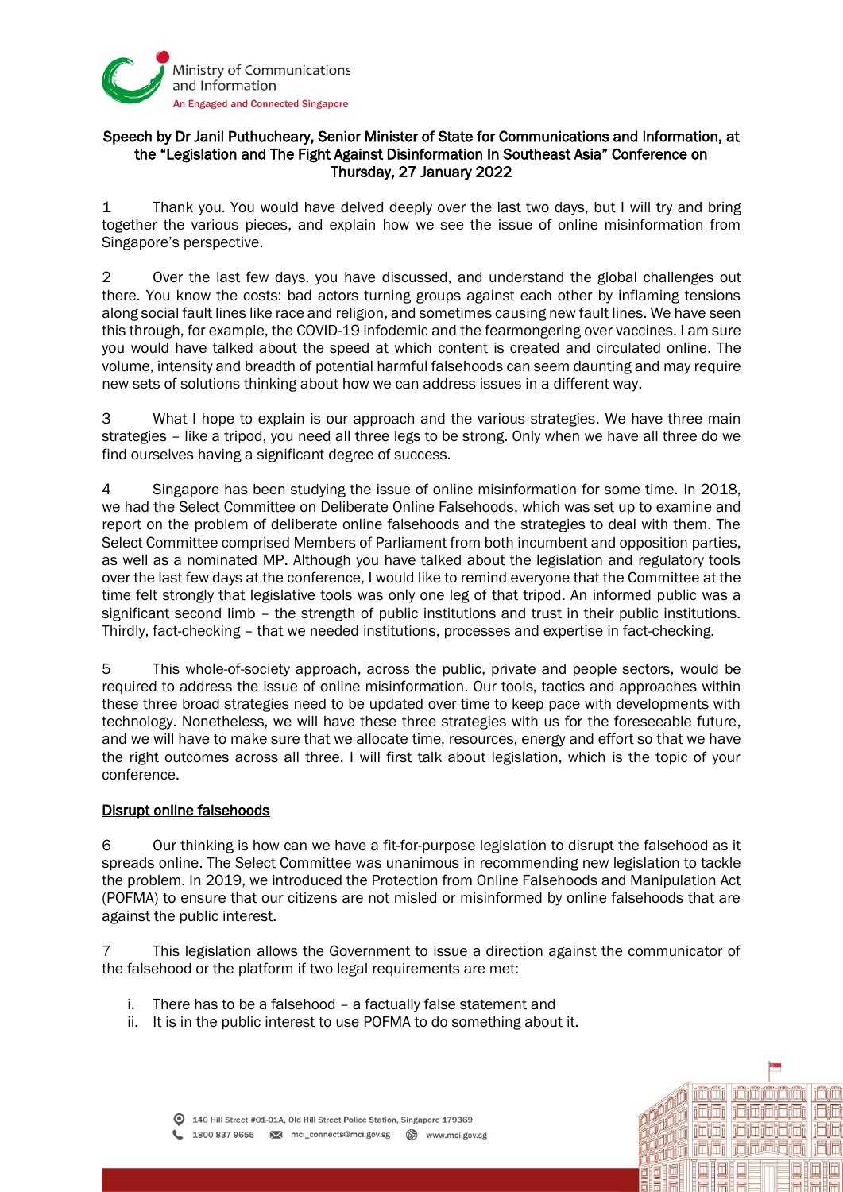Speech by Dr Janil Puthucheary, Senior Minister of State for Communications and Information, at the "Legislation and The Fight Against Disinformation In Southeast Asia" Conference on Thursday, 27 January 2022

1 Thank you. You would have delved deeply over the last two days, but I will try and bring together the various pieces, and explain how we see the issue of online misinformation from Singapore's perspective.

2 Over the last few days, you have discussed, and understand the global challenges out there. You know the costs: bad actors turning groups against each other by inflaming tensions along social fault lines like race and religion, and sometimes causing new fault lines. We have seen this through, for example, the COVID-19 infodemic and the fearmongering over vaccines. I am sure you would have talked about the speed at which content is created and circulated online. The volume, intensity and breadth of potential harmful falsehoods can seem daunting and may require new sets of solutions thinking about how we can address issues in a different way.

3 What I hope to explain is our approach and the various strategies. We have three main strategies – like a tripod, you need all three legs to be strong. Only when we have all three do we find ourselves having a significant degree of success.

4 Singapore has been studying the issue of online misinformation for some time. In 2018, we had the Select Committee on Deliberate Online Falsehoods, which was set up to examine and report on the problem of deliberate online falsehoods and the strategies to deal with them. The Select Committee comprised Members of Parliament from both incumbent and opposition parties, as well as a nominated MP. Although you have talked about the legislation and regulatory tools over the last few days at the conference, I would like to remind everyone that the Committee at the time felt strongly that legislative tools was only one leg of that tripod. An informed public was a significant second limb – the strength of public institutions and trust in their public institutions. Thirdly, fact-checking – that we needed institutions, processes and expertise in fact-checking.

5 This whole-of-society approach, across the public, private and people sectors, would be required to address the issue of online misinformation. Our tools, tactics and approaches within these three broad strategies need to be updated over time to keep pace with developments with technology. Nonetheless, we will have these three strategies with us for the foreseeable future, and we will have to make sure that we allocate time, resources, energy and effort so that we have the right outcomes across all three. I will first talk about legislation, which is the topic of your conference.

## Disrupt online falsehoods

6 Our thinking is how can we have a fit-for-purpose legislation to disrupt the falsehood as it spreads online. The Select Committee was unanimous in recommending new legislation to tackle the problem. In 2019, we introduced the Protection from Online Falsehoods and Manipulation Act (POFMA) to ensure that our citizens are not misled or misinformed by online falsehoods that are against the public interest.

7 This legislation allows the Government to issue a direction against the communicator of the falsehood or the platform if two legal requirements are met:

i. There has to be a falsehood – a factually false statement and
ii. It is in the public interest to use POFMA to do something about it.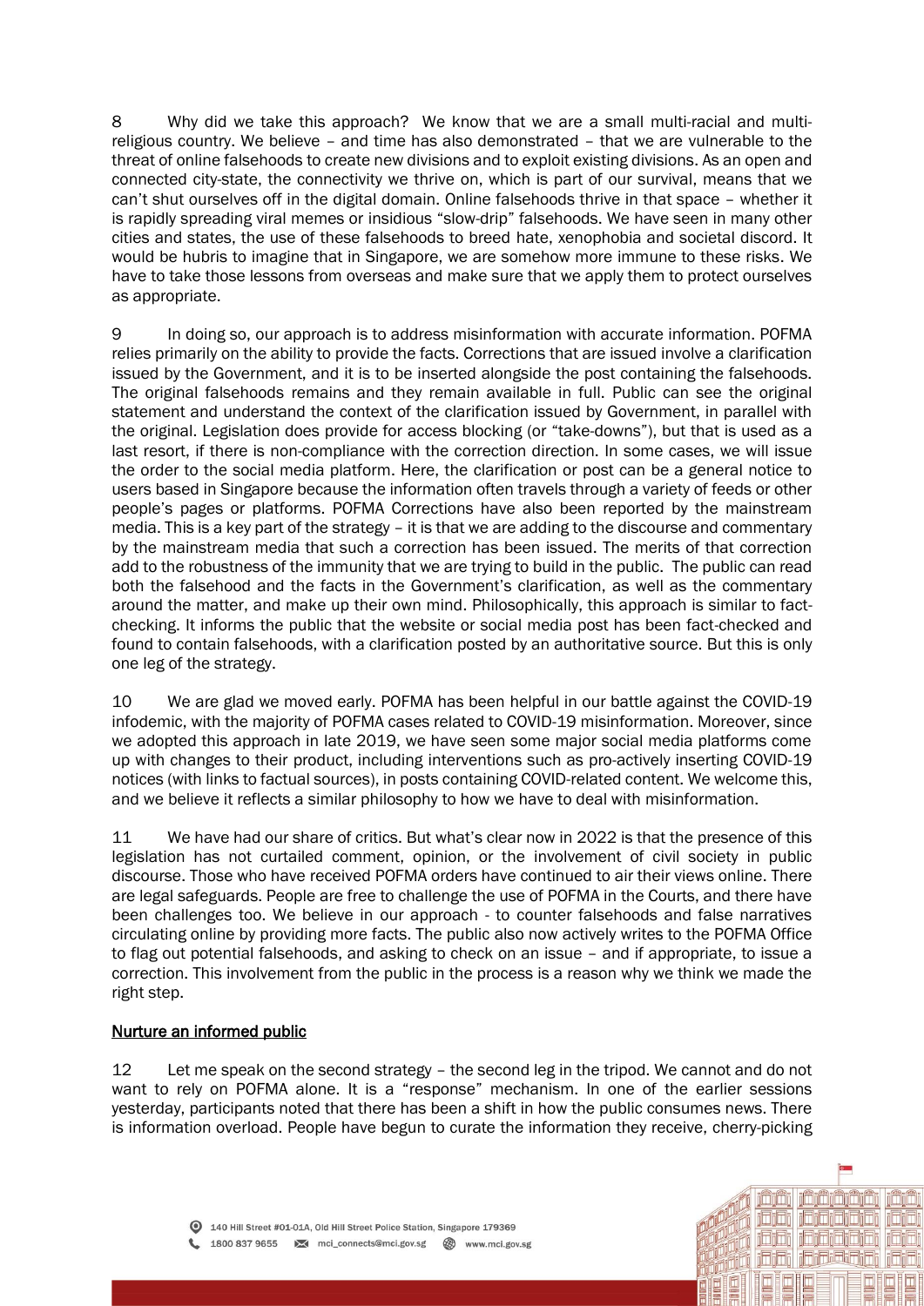8 Why did we take this approach? We know that we are a small multi-racial and multi-religious country. We believe – and time has also demonstrated – that we are vulnerable to the threat of online falsehoods to create new divisions and to exploit existing divisions. As an open and connected city-state, the connectivity we thrive on, which is part of our survival, means that we can't shut ourselves off in the digital domain. Online falsehoods thrive in that space – whether it is rapidly spreading viral memes or insidious "slow-drip" falsehoods. We have seen in many other cities and states, the use of these falsehoods to breed hate, xenophobia and societal discord. It would be hubris to imagine that in Singapore, we are somehow more immune to these risks. We have to take those lessons from overseas and make sure that we apply them to protect ourselves as appropriate.

9 In doing so, our approach is to address misinformation with accurate information. POFMA relies primarily on the ability to provide the facts. Corrections that are issued involve a clarification issued by the Government, and it is to be inserted alongside the post containing the falsehoods. The original falsehoods remains and they remain available in full. Public can see the original statement and understand the context of the clarification issued by Government, in parallel with the original. Legislation does provide for access blocking (or "take-downs"), but that is used as a last resort, if there is non-compliance with the correction direction. In some cases, we will issue the order to the social media platform. Here, the clarification or post can be a general notice to users based in Singapore because the information often travels through a variety of feeds or other people's pages or platforms. POFMA Corrections have also been reported by the mainstream media. This is a key part of the strategy – it is that we are adding to the discourse and commentary by the mainstream media that such a correction has been issued. The merits of that correction add to the robustness of the immunity that we are trying to build in the public. The public can read both the falsehood and the facts in the Government's clarification, as well as the commentary around the matter, and make up their own mind. Philosophically, this approach is similar to fact-checking. It informs the public that the website or social media post has been fact-checked and found to contain falsehoods, with a clarification posted by an authoritative source. But this is only one leg of the strategy.

10 We are glad we moved early. POFMA has been helpful in our battle against the COVID-19 infodemic, with the majority of POFMA cases related to COVID-19 misinformation. Moreover, since we adopted this approach in late 2019, we have seen some major social media platforms come up with changes to their product, including interventions such as pro-actively inserting COVID-19 notices (with links to factual sources), in posts containing COVID-related content. We welcome this, and we believe it reflects a similar philosophy to how we have to deal with misinformation.

11 We have had our share of critics. But what's clear now in 2022 is that the presence of this legislation has not curtailed comment, opinion, or the involvement of civil society in public discourse. Those who have received POFMA orders have continued to air their views online. There are legal safeguards. People are free to challenge the use of POFMA in the Courts, and there have been challenges too. We believe in our approach - to counter falsehoods and false narratives circulating online by providing more facts. The public also now actively writes to the POFMA Office to flag out potential falsehoods, and asking to check on an issue – and if appropriate, to issue a correction. This involvement from the public in the process is a reason why we think we made the right step.

## Nurture an informed public

12 Let me speak on the second strategy – the second leg in the tripod. We cannot and do not want to rely on POFMA alone. It is a "response" mechanism. In one of the earlier sessions yesterday, participants noted that there has been a shift in how the public consumes news. There is information overload. People have begun to curate the information they receive, cherry-picking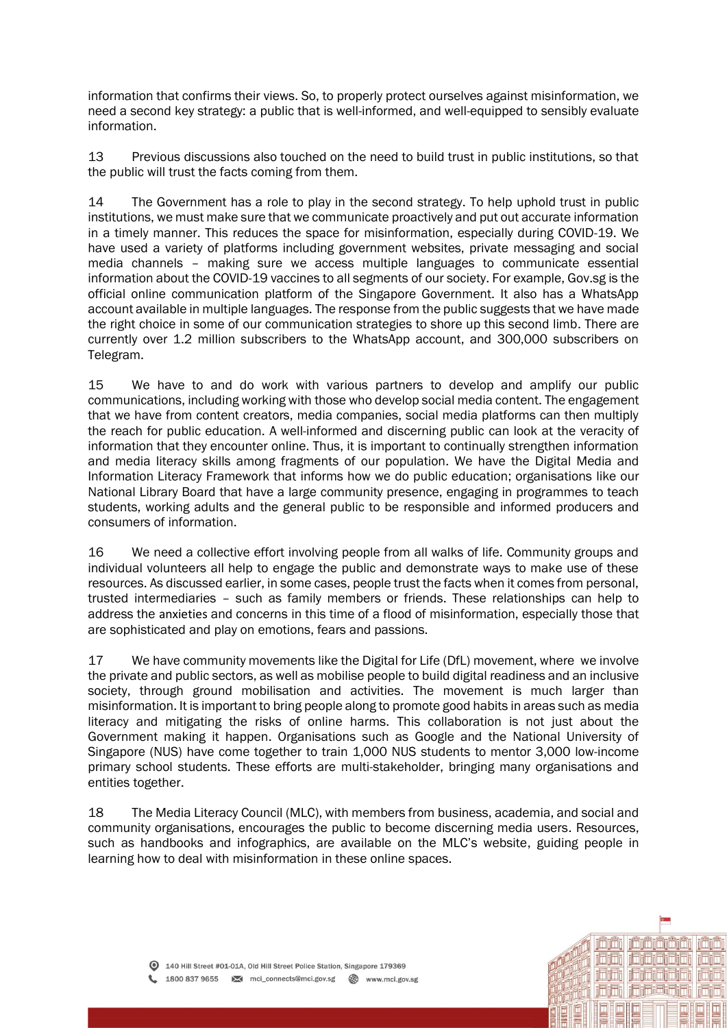information that confirms their views. So, to properly protect ourselves against misinformation, we need a second key strategy: a public that is well-informed, and well-equipped to sensibly evaluate information.

13 Previous discussions also touched on the need to build trust in public institutions, so that the public will trust the facts coming from them.

14 The Government has a role to play in the second strategy. To help uphold trust in public institutions, we must make sure that we communicate proactively and put out accurate information in a timely manner. This reduces the space for misinformation, especially during COVID-19. We have used a variety of platforms including government websites, private messaging and social media channels – making sure we access multiple languages to communicate essential information about the COVID-19 vaccines to all segments of our society. For example, Gov.sg is the official online communication platform of the Singapore Government. It also has a WhatsApp account available in multiple languages. The response from the public suggests that we have made the right choice in some of our communication strategies to shore up this second limb. There are currently over 1.2 million subscribers to the WhatsApp account, and 300,000 subscribers on Telegram.

15 We have to and do work with various partners to develop and amplify our public communications, including working with those who develop social media content. The engagement that we have from content creators, media companies, social media platforms can then multiply the reach for public education. A well-informed and discerning public can look at the veracity of information that they encounter online. Thus, it is important to continually strengthen information and media literacy skills among fragments of our population. We have the Digital Media and Information Literacy Framework that informs how we do public education; organisations like our National Library Board that have a large community presence, engaging in programmes to teach students, working adults and the general public to be responsible and informed producers and consumers of information.

16 We need a collective effort involving people from all walks of life. Community groups and individual volunteers all help to engage the public and demonstrate ways to make use of these resources. As discussed earlier, in some cases, people trust the facts when it comes from personal, trusted intermediaries – such as family members or friends. These relationships can help to address the anxieties and concerns in this time of a flood of misinformation, especially those that are sophisticated and play on emotions, fears and passions.

17 We have community movements like the Digital for Life (DfL) movement, where we involve the private and public sectors, as well as mobilise people to build digital readiness and an inclusive society, through ground mobilisation and activities. The movement is much larger than misinformation. It is important to bring people along to promote good habits in areas such as media literacy and mitigating the risks of online harms. This collaboration is not just about the Government making it happen. Organisations such as Google and the National University of Singapore (NUS) have come together to train 1,000 NUS students to mentor 3,000 low-income primary school students. These efforts are multi-stakeholder, bringing many organisations and entities together.

18 The Media Literacy Council (MLC), with members from business, academia, and social and community organisations, encourages the public to become discerning media users. Resources, such as handbooks and infographics, are available on the MLC's website, guiding people in learning how to deal with misinformation in these online spaces.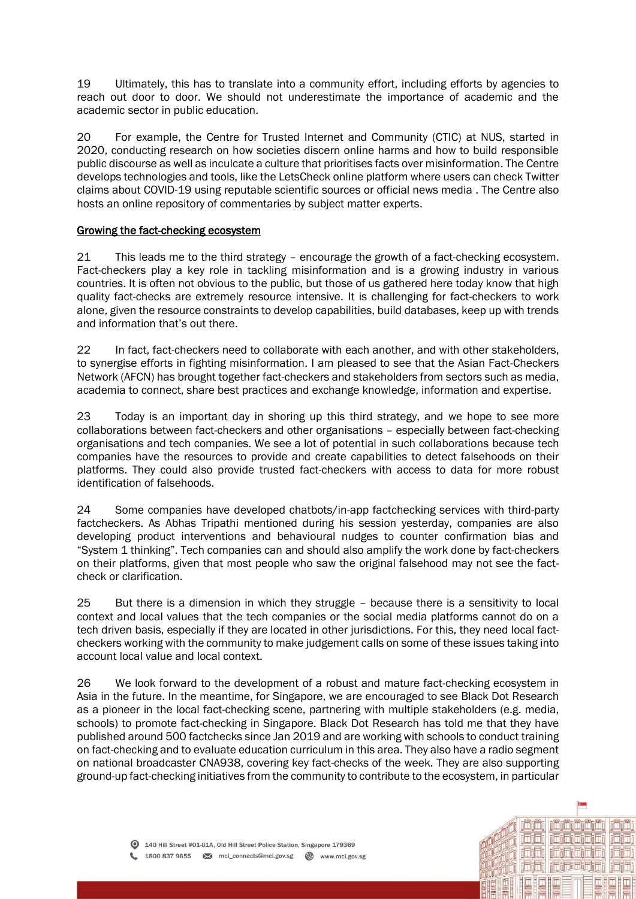19 Ultimately, this has to translate into a community effort, including efforts by agencies to reach out door to door. We should not underestimate the importance of academic and the academic sector in public education.

20 For example, the Centre for Trusted Internet and Community (CTIC) at NUS, started in 2020, conducting research on how societies discern online harms and how to build responsible public discourse as well as inculcate a culture that prioritises facts over misinformation. The Centre develops technologies and tools, like the LetsCheck online platform where users can check Twitter claims about COVID-19 using reputable scientific sources or official news media . The Centre also hosts an online repository of commentaries by subject matter experts.

<u>Growing the fact-checking ecosystem</u>

21 This leads me to the third strategy – encourage the growth of a fact-checking ecosystem. Fact-checkers play a key role in tackling misinformation and is a growing industry in various countries. It is often not obvious to the public, but those of us gathered here today know that high quality fact-checks are extremely resource intensive. It is challenging for fact-checkers to work alone, given the resource constraints to develop capabilities, build databases, keep up with trends and information that's out there.

22 In fact, fact-checkers need to collaborate with each another, and with other stakeholders, to synergise efforts in fighting misinformation. I am pleased to see that the Asian Fact-Checkers Network (AFCN) has brought together fact-checkers and stakeholders from sectors such as media, academia to connect, share best practices and exchange knowledge, information and expertise.

23 Today is an important day in shoring up this third strategy, and we hope to see more collaborations between fact-checkers and other organisations – especially between fact-checking organisations and tech companies. We see a lot of potential in such collaborations because tech companies have the resources to provide and create capabilities to detect falsehoods on their platforms. They could also provide trusted fact-checkers with access to data for more robust identification of falsehoods.

24 Some companies have developed chatbots/in-app factchecking services with third-party factcheckers. As Abhas Tripathi mentioned during his session yesterday, companies are also developing product interventions and behavioural nudges to counter confirmation bias and "System 1 thinking". Tech companies can and should also amplify the work done by fact-checkers on their platforms, given that most people who saw the original falsehood may not see the fact-check or clarification.

25 But there is a dimension in which they struggle – because there is a sensitivity to local context and local values that the tech companies or the social media platforms cannot do on a tech driven basis, especially if they are located in other jurisdictions. For this, they need local fact-checkers working with the community to make judgement calls on some of these issues taking into account local value and local context.

26 We look forward to the development of a robust and mature fact-checking ecosystem in Asia in the future. In the meantime, for Singapore, we are encouraged to see Black Dot Research as a pioneer in the local fact-checking scene, partnering with multiple stakeholders (e.g. media, schools) to promote fact-checking in Singapore. Black Dot Research has told me that they have published around 500 factchecks since Jan 2019 and are working with schools to conduct training on fact-checking and to evaluate education curriculum in this area. They also have a radio segment on national broadcaster CNA938, covering key fact-checks of the week. They are also supporting ground-up fact-checking initiatives from the community to contribute to the ecosystem, in particular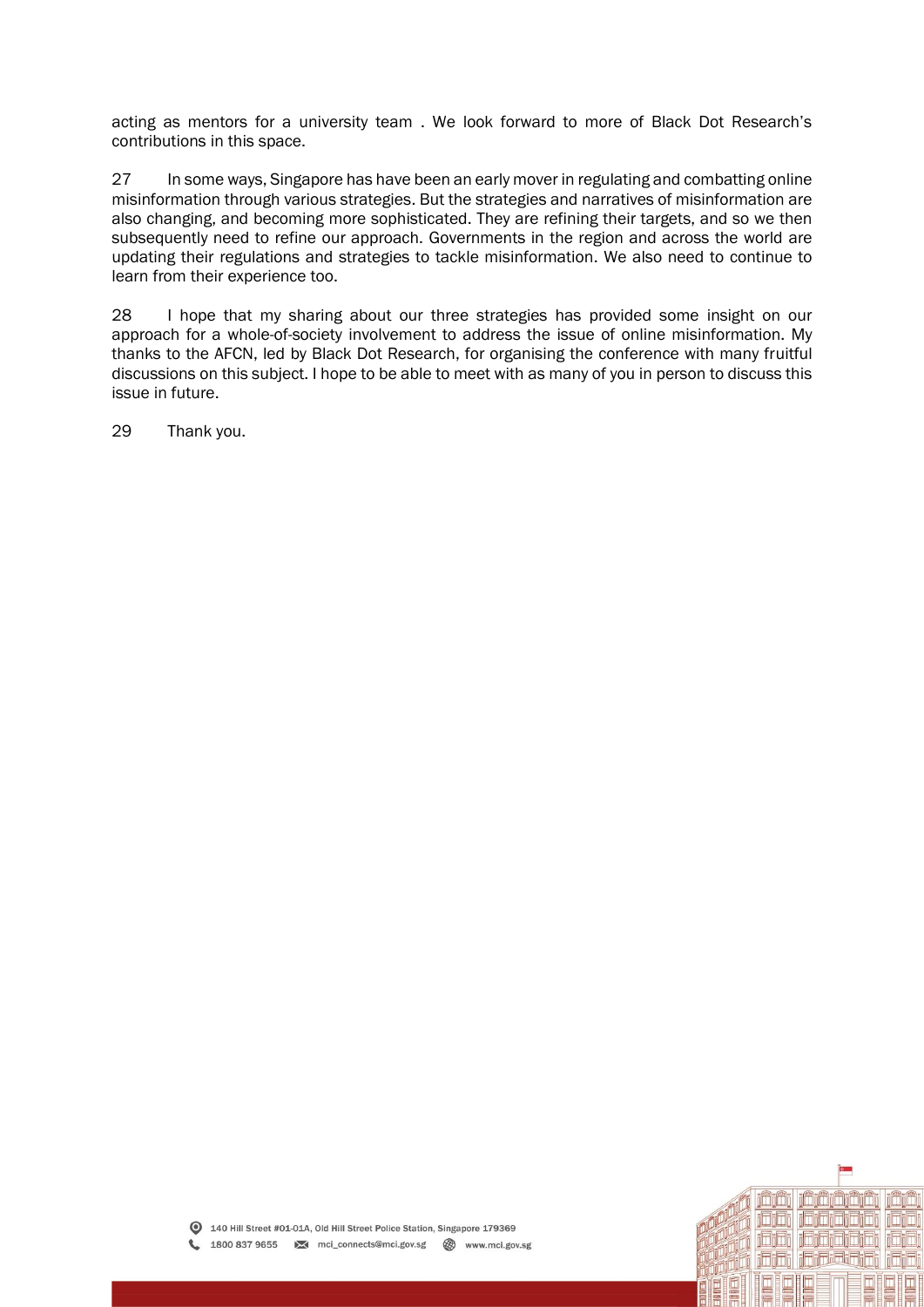acting as mentors for a university team . We look forward to more of Black Dot Research's contributions in this space.

27 In some ways, Singapore has have been an early mover in regulating and combatting online misinformation through various strategies. But the strategies and narratives of misinformation are also changing, and becoming more sophisticated. They are refining their targets, and so we then subsequently need to refine our approach. Governments in the region and across the world are updating their regulations and strategies to tackle misinformation. We also need to continue to learn from their experience too.

28 I hope that my sharing about our three strategies has provided some insight on our approach for a whole-of-society involvement to address the issue of online misinformation. My thanks to the AFCN, led by Black Dot Research, for organising the conference with many fruitful discussions on this subject. I hope to be able to meet with as many of you in person to discuss this issue in future.

29 Thank you.